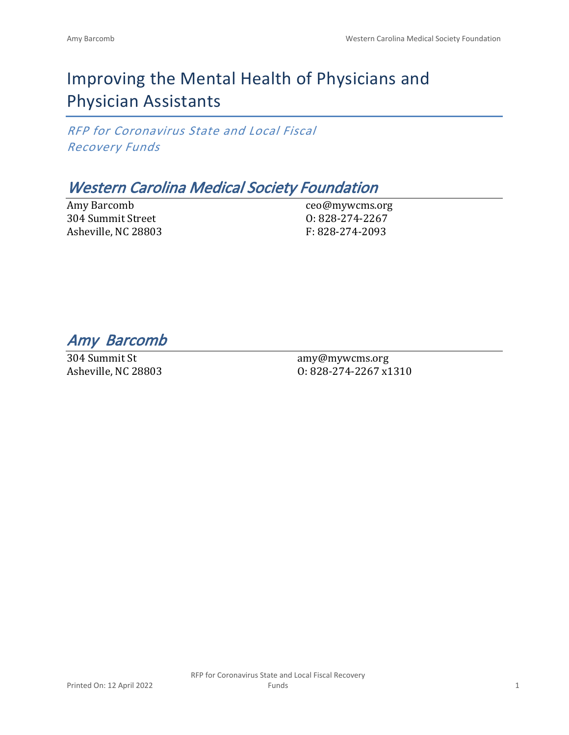# Improving the Mental Health of Physicians and Physician Assistants

*RFP for Coronavirus State and Local Fiscal Recovery Funds*

## *Western Carolina Medical Society Foundation*

Amy Barcomb
304 Summit Street
Asheville, NC 28803

ceo@mywcms.org
O: 828-274-2267
F: 828-274-2093

## *Amy Barcomb*

304 Summit St
Asheville, NC 28803

amy@mywcms.org
O: 828-274-2267 x1310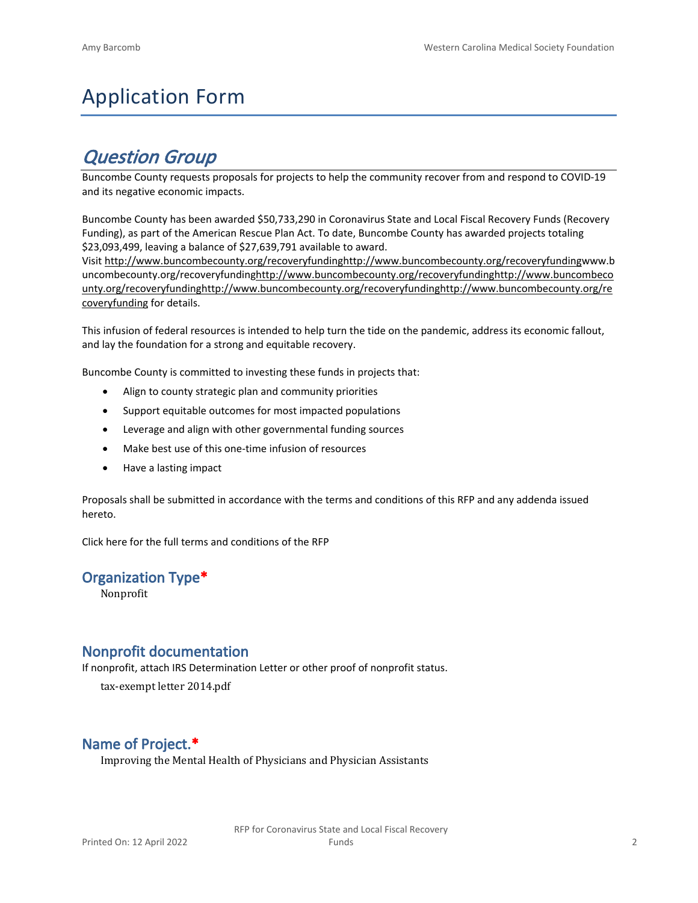# Application Form

## *Question Group*

Buncombe County requests proposals for projects to help the community recover from and respond to COVID-19 and its negative economic impacts.

Buncombe County has been awarded $50,733,290 in Coronavirus State and Local Fiscal Recovery Funds (Recovery Funding), as part of the American Rescue Plan Act. To date, Buncombe County has awarded projects totaling $23,093,499, leaving a balance of $27,639,791 available to award.
Visit http://www.buncombecounty.org/recoveryfundinghttp://www.buncombecounty.org/recoveryfundingwww.buncombecounty.org/recoveryfundinghttp://www.buncombecounty.org/recoveryfundinghttp://www.buncombecounty.org/recoveryfundinghttp://www.buncombecounty.org/recoveryfundinghttp://www.buncombecounty.org/recoveryfunding for details.

This infusion of federal resources is intended to help turn the tide on the pandemic, address its economic fallout, and lay the foundation for a strong and equitable recovery.

Buncombe County is committed to investing these funds in projects that:

- Align to county strategic plan and community priorities
- Support equitable outcomes for most impacted populations
- Leverage and align with other governmental funding sources
- Make best use of this one-time infusion of resources
- Have a lasting impact

Proposals shall be submitted in accordance with the terms and conditions of this RFP and any addenda issued hereto.

Click here for the full terms and conditions of the RFP

### Organization Type*

Nonprofit

### Nonprofit documentation

If nonprofit, attach IRS Determination Letter or other proof of nonprofit status.

tax-exempt letter 2014.pdf

### Name of Project.*

Improving the Mental Health of Physicians and Physician Assistants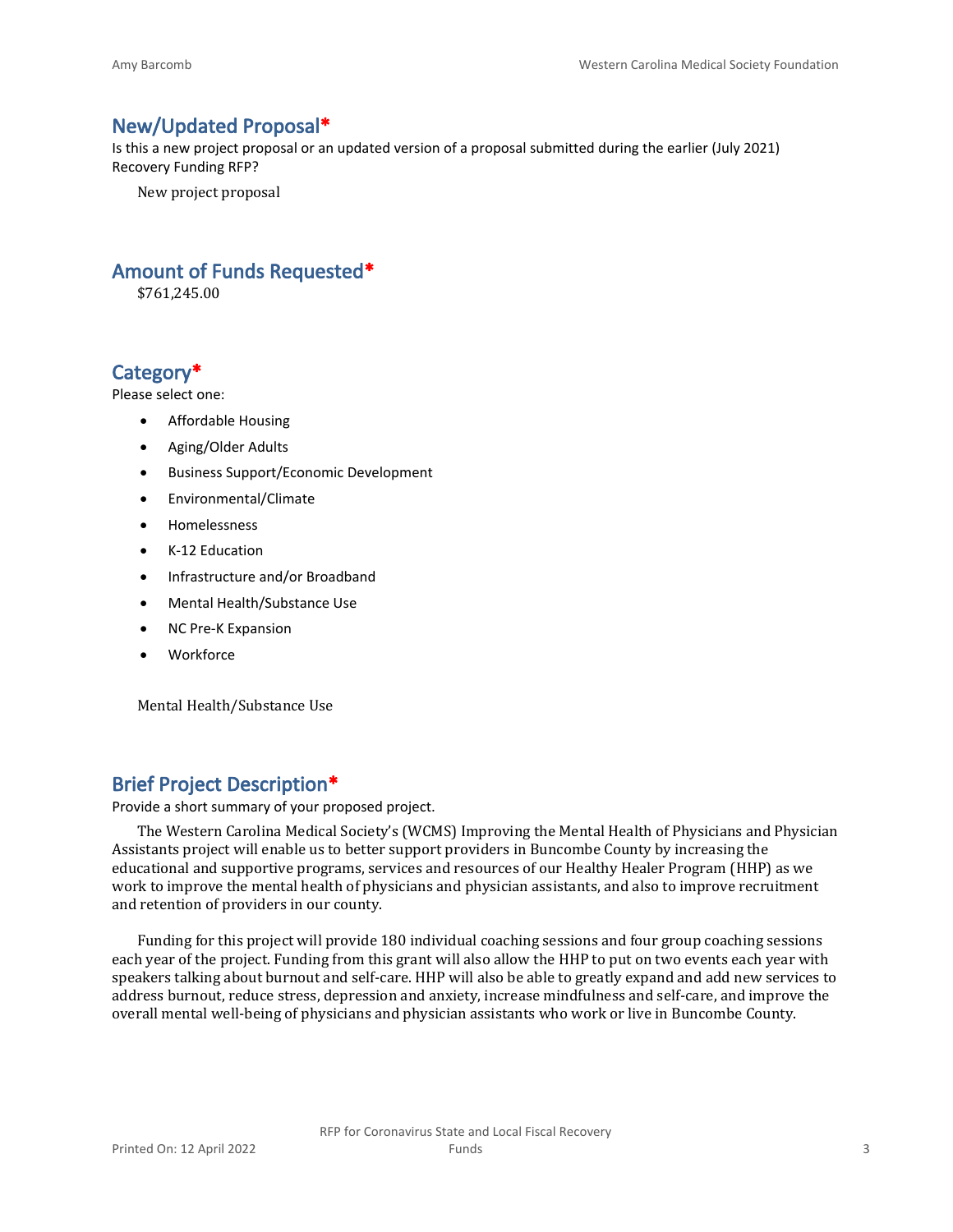## New/Updated Proposal*

Is this a new project proposal or an updated version of a proposal submitted during the earlier (July 2021) Recovery Funding RFP?

New project proposal

## Amount of Funds Requested*

$761,245.00

## Category*

Please select one:

- Affordable Housing
- Aging/Older Adults
- Business Support/Economic Development
- Environmental/Climate
- Homelessness
- K-12 Education
- Infrastructure and/or Broadband
- Mental Health/Substance Use
- NC Pre-K Expansion
- Workforce

Mental Health/Substance Use

## Brief Project Description*

Provide a short summary of your proposed project.

The Western Carolina Medical Society's (WCMS) Improving the Mental Health of Physicians and Physician Assistants project will enable us to better support providers in Buncombe County by increasing the educational and supportive programs, services and resources of our Healthy Healer Program (HHP) as we work to improve the mental health of physicians and physician assistants, and also to improve recruitment and retention of providers in our county.

Funding for this project will provide 180 individual coaching sessions and four group coaching sessions each year of the project. Funding from this grant will also allow the HHP to put on two events each year with speakers talking about burnout and self-care. HHP will also be able to greatly expand and add new services to address burnout, reduce stress, depression and anxiety, increase mindfulness and self-care, and improve the overall mental well-being of physicians and physician assistants who work or live in Buncombe County.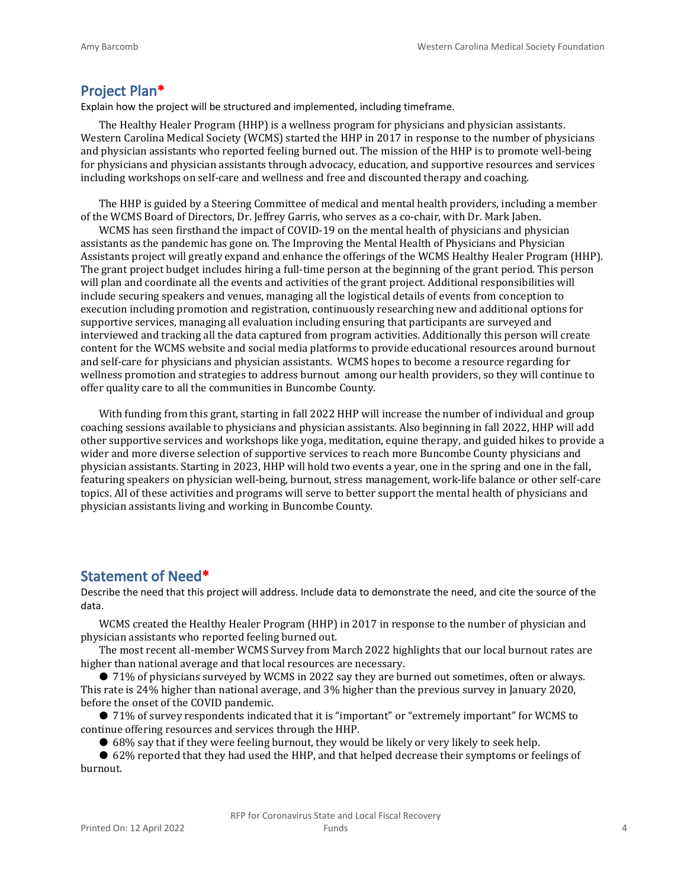## Project Plan*

Explain how the project will be structured and implemented, including timeframe.

The Healthy Healer Program (HHP) is a wellness program for physicians and physician assistants. Western Carolina Medical Society (WCMS) started the HHP in 2017 in response to the number of physicians and physician assistants who reported feeling burned out. The mission of the HHP is to promote well-being for physicians and physician assistants through advocacy, education, and supportive resources and services including workshops on self-care and wellness and free and discounted therapy and coaching.

The HHP is guided by a Steering Committee of medical and mental health providers, including a member of the WCMS Board of Directors, Dr. Jeffrey Garris, who serves as a co-chair, with Dr. Mark Jaben.

WCMS has seen firsthand the impact of COVID-19 on the mental health of physicians and physician assistants as the pandemic has gone on. The Improving the Mental Health of Physicians and Physician Assistants project will greatly expand and enhance the offerings of the WCMS Healthy Healer Program (HHP). The grant project budget includes hiring a full-time person at the beginning of the grant period. This person will plan and coordinate all the events and activities of the grant project. Additional responsibilities will include securing speakers and venues, managing all the logistical details of events from conception to execution including promotion and registration, continuously researching new and additional options for supportive services, managing all evaluation including ensuring that participants are surveyed and interviewed and tracking all the data captured from program activities. Additionally this person will create content for the WCMS website and social media platforms to provide educational resources around burnout and self-care for physicians and physician assistants. WCMS hopes to become a resource regarding for wellness promotion and strategies to address burnout among our health providers, so they will continue to offer quality care to all the communities in Buncombe County.

With funding from this grant, starting in fall 2022 HHP will increase the number of individual and group coaching sessions available to physicians and physician assistants. Also beginning in fall 2022, HHP will add other supportive services and workshops like yoga, meditation, equine therapy, and guided hikes to provide a wider and more diverse selection of supportive services to reach more Buncombe County physicians and physician assistants. Starting in 2023, HHP will hold two events a year, one in the spring and one in the fall, featuring speakers on physician well-being, burnout, stress management, work-life balance or other self-care topics. All of these activities and programs will serve to better support the mental health of physicians and physician assistants living and working in Buncombe County.

## Statement of Need*

Describe the need that this project will address. Include data to demonstrate the need, and cite the source of the data.

WCMS created the Healthy Healer Program (HHP) in 2017 in response to the number of physician and physician assistants who reported feeling burned out.

The most recent all-member WCMS Survey from March 2022 highlights that our local burnout rates are higher than national average and that local resources are necessary.

- 71% of physicians surveyed by WCMS in 2022 say they are burned out sometimes, often or always. This rate is 24% higher than national average, and 3% higher than the previous survey in January 2020, before the onset of the COVID pandemic.
- 71% of survey respondents indicated that it is "important" or "extremely important" for WCMS to continue offering resources and services through the HHP.
- 68% say that if they were feeling burnout, they would be likely or very likely to seek help.
- 62% reported that they had used the HHP, and that helped decrease their symptoms or feelings of burnout.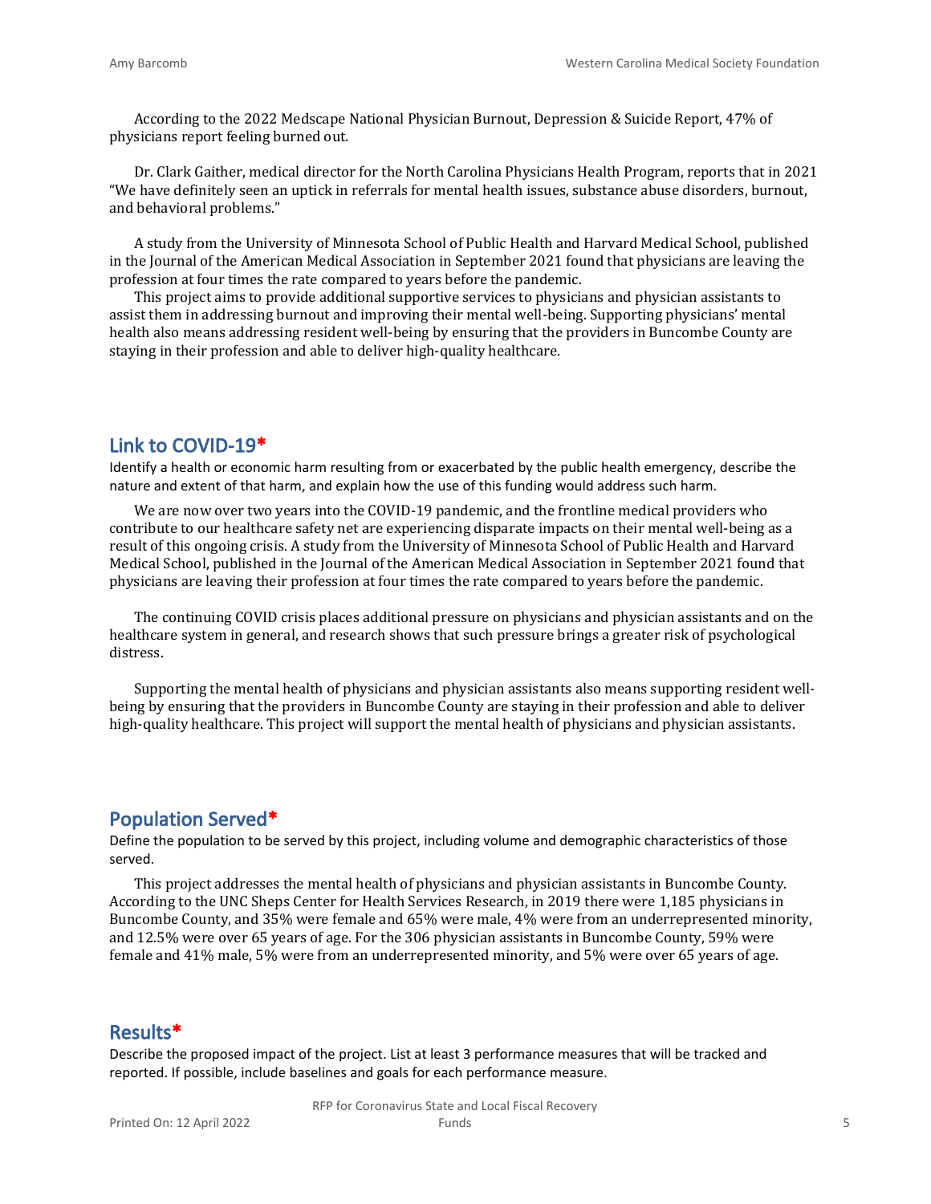According to the 2022 Medscape National Physician Burnout, Depression & Suicide Report, 47% of physicians report feeling burned out.

Dr. Clark Gaither, medical director for the North Carolina Physicians Health Program, reports that in 2021 "We have definitely seen an uptick in referrals for mental health issues, substance abuse disorders, burnout, and behavioral problems."

A study from the University of Minnesota School of Public Health and Harvard Medical School, published in the Journal of the American Medical Association in September 2021 found that physicians are leaving the profession at four times the rate compared to years before the pandemic.

This project aims to provide additional supportive services to physicians and physician assistants to assist them in addressing burnout and improving their mental well-being. Supporting physicians' mental health also means addressing resident well-being by ensuring that the providers in Buncombe County are staying in their profession and able to deliver high-quality healthcare.

## Link to COVID-19*

Identify a health or economic harm resulting from or exacerbated by the public health emergency, describe the nature and extent of that harm, and explain how the use of this funding would address such harm.

We are now over two years into the COVID-19 pandemic, and the frontline medical providers who contribute to our healthcare safety net are experiencing disparate impacts on their mental well-being as a result of this ongoing crisis. A study from the University of Minnesota School of Public Health and Harvard Medical School, published in the Journal of the American Medical Association in September 2021 found that physicians are leaving their profession at four times the rate compared to years before the pandemic.

The continuing COVID crisis places additional pressure on physicians and physician assistants and on the healthcare system in general, and research shows that such pressure brings a greater risk of psychological distress.

Supporting the mental health of physicians and physician assistants also means supporting resident well-being by ensuring that the providers in Buncombe County are staying in their profession and able to deliver high-quality healthcare. This project will support the mental health of physicians and physician assistants.

## Population Served*

Define the population to be served by this project, including volume and demographic characteristics of those served.

This project addresses the mental health of physicians and physician assistants in Buncombe County. According to the UNC Sheps Center for Health Services Research, in 2019 there were 1,185 physicians in Buncombe County, and 35% were female and 65% were male, 4% were from an underrepresented minority, and 12.5% were over 65 years of age. For the 306 physician assistants in Buncombe County, 59% were female and 41% male, 5% were from an underrepresented minority, and 5% were over 65 years of age.

## Results*

Describe the proposed impact of the project. List at least 3 performance measures that will be tracked and reported. If possible, include baselines and goals for each performance measure.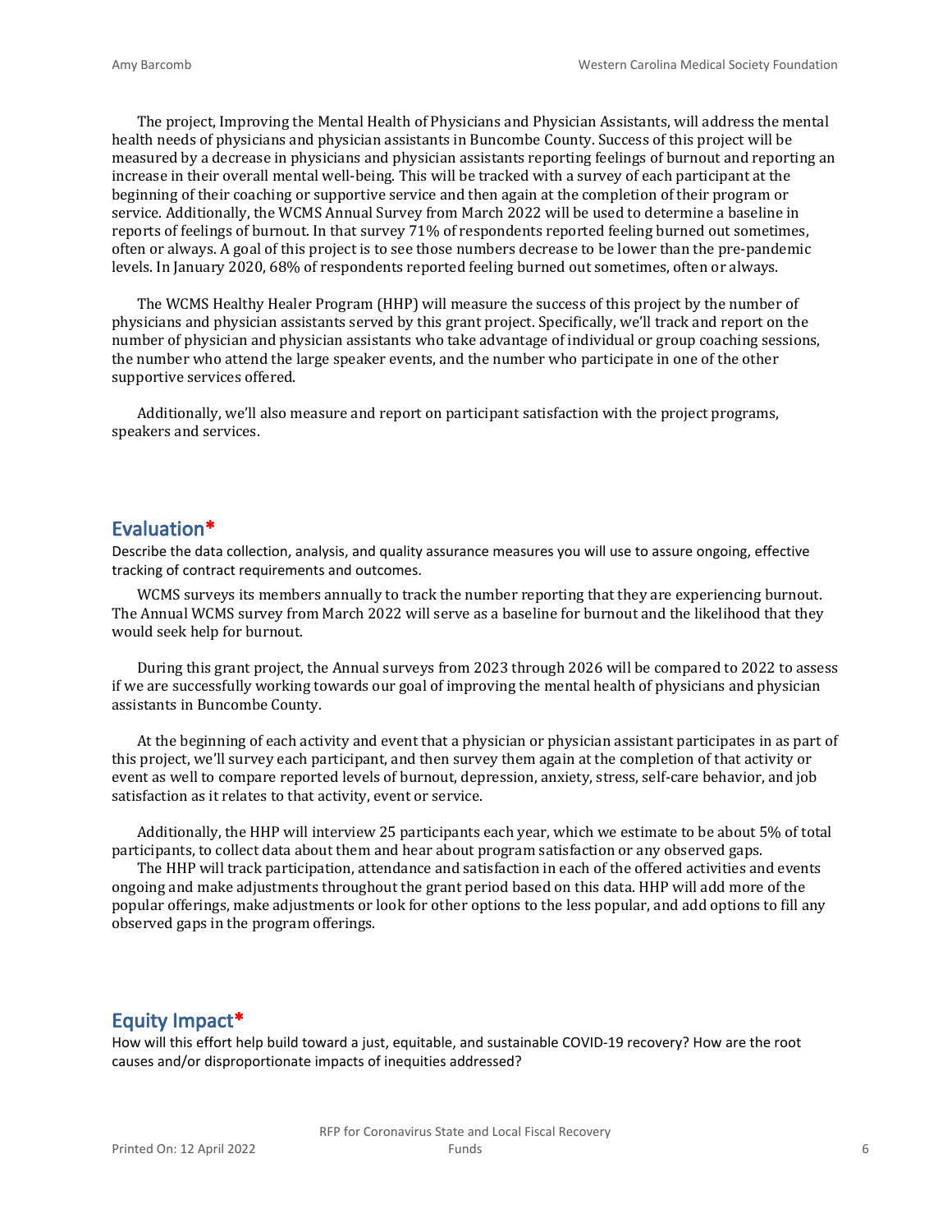The project, Improving the Mental Health of Physicians and Physician Assistants, will address the mental health needs of physicians and physician assistants in Buncombe County. Success of this project will be measured by a decrease in physicians and physician assistants reporting feelings of burnout and reporting an increase in their overall mental well-being. This will be tracked with a survey of each participant at the beginning of their coaching or supportive service and then again at the completion of their program or service. Additionally, the WCMS Annual Survey from March 2022 will be used to determine a baseline in reports of feelings of burnout. In that survey 71% of respondents reported feeling burned out sometimes, often or always. A goal of this project is to see those numbers decrease to be lower than the pre-pandemic levels. In January 2020, 68% of respondents reported feeling burned out sometimes, often or always.

The WCMS Healthy Healer Program (HHP) will measure the success of this project by the number of physicians and physician assistants served by this grant project. Specifically, we'll track and report on the number of physician and physician assistants who take advantage of individual or group coaching sessions, the number who attend the large speaker events, and the number who participate in one of the other supportive services offered.

Additionally, we'll also measure and report on participant satisfaction with the project programs, speakers and services.

## Evaluation*

Describe the data collection, analysis, and quality assurance measures you will use to assure ongoing, effective tracking of contract requirements and outcomes.

WCMS surveys its members annually to track the number reporting that they are experiencing burnout. The Annual WCMS survey from March 2022 will serve as a baseline for burnout and the likelihood that they would seek help for burnout.

During this grant project, the Annual surveys from 2023 through 2026 will be compared to 2022 to assess if we are successfully working towards our goal of improving the mental health of physicians and physician assistants in Buncombe County.

At the beginning of each activity and event that a physician or physician assistant participates in as part of this project, we'll survey each participant, and then survey them again at the completion of that activity or event as well to compare reported levels of burnout, depression, anxiety, stress, self-care behavior, and job satisfaction as it relates to that activity, event or service.

Additionally, the HHP will interview 25 participants each year, which we estimate to be about 5% of total participants, to collect data about them and hear about program satisfaction or any observed gaps.

The HHP will track participation, attendance and satisfaction in each of the offered activities and events ongoing and make adjustments throughout the grant period based on this data. HHP will add more of the popular offerings, make adjustments or look for other options to the less popular, and add options to fill any observed gaps in the program offerings.

## Equity Impact*

How will this effort help build toward a just, equitable, and sustainable COVID-19 recovery? How are the root causes and/or disproportionate impacts of inequities addressed?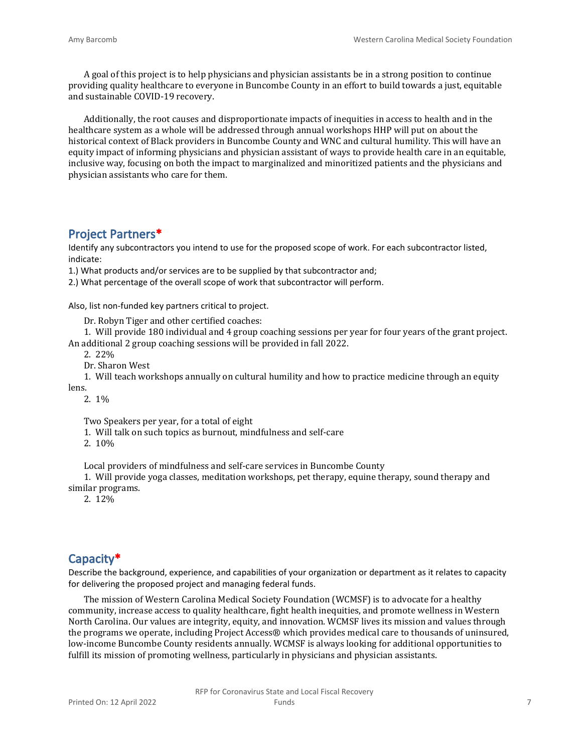A goal of this project is to help physicians and physician assistants be in a strong position to continue providing quality healthcare to everyone in Buncombe County in an effort to build towards a just, equitable and sustainable COVID-19 recovery.

Additionally, the root causes and disproportionate impacts of inequities in access to health and in the healthcare system as a whole will be addressed through annual workshops HHP will put on about the historical context of Black providers in Buncombe County and WNC and cultural humility. This will have an equity impact of informing physicians and physician assistant of ways to provide health care in an equitable, inclusive way, focusing on both the impact to marginalized and minoritized patients and the physicians and physician assistants who care for them.

## Project Partners*

Identify any subcontractors you intend to use for the proposed scope of work. For each subcontractor listed, indicate:

1.) What products and/or services are to be supplied by that subcontractor and;

2.) What percentage of the overall scope of work that subcontractor will perform.

Also, list non-funded key partners critical to project.

Dr. Robyn Tiger and other certified coaches:

1. Will provide 180 individual and 4 group coaching sessions per year for four years of the grant project. An additional 2 group coaching sessions will be provided in fall 2022.
2. 22%

Dr. Sharon West

1. Will teach workshops annually on cultural humility and how to practice medicine through an equity lens.
2. 1%

Two Speakers per year, for a total of eight

1. Will talk on such topics as burnout, mindfulness and self-care
2. 10%

Local providers of mindfulness and self-care services in Buncombe County

1. Will provide yoga classes, meditation workshops, pet therapy, equine therapy, sound therapy and similar programs.
2. 12%

## Capacity*

Describe the background, experience, and capabilities of your organization or department as it relates to capacity for delivering the proposed project and managing federal funds.

The mission of Western Carolina Medical Society Foundation (WCMSF) is to advocate for a healthy community, increase access to quality healthcare, fight health inequities, and promote wellness in Western North Carolina. Our values are integrity, equity, and innovation. WCMSF lives its mission and values through the programs we operate, including Project Access® which provides medical care to thousands of uninsured, low-income Buncombe County residents annually. WCMSF is always looking for additional opportunities to fulfill its mission of promoting wellness, particularly in physicians and physician assistants.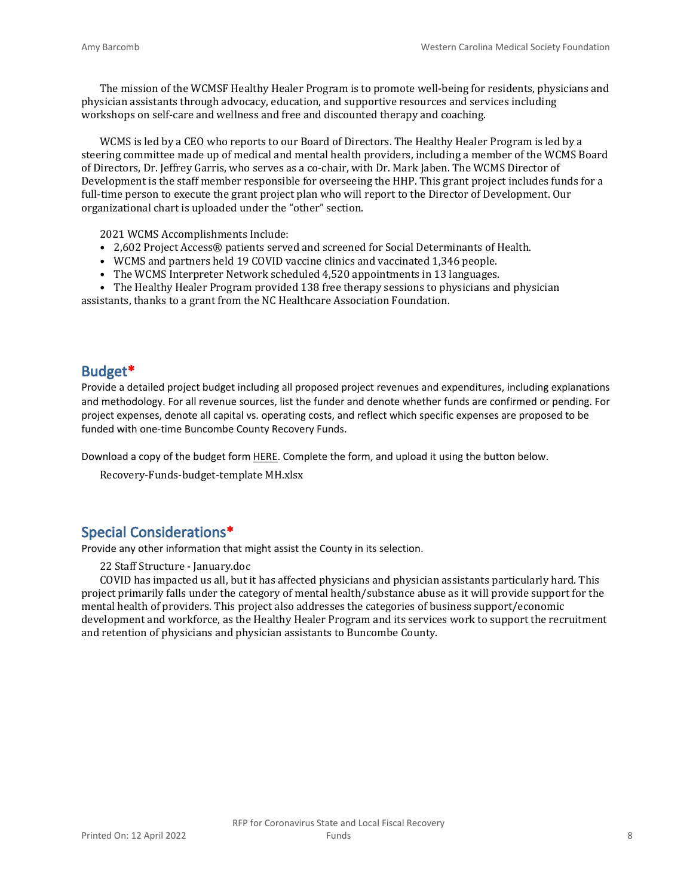The mission of the WCMSF Healthy Healer Program is to promote well-being for residents, physicians and physician assistants through advocacy, education, and supportive resources and services including workshops on self-care and wellness and free and discounted therapy and coaching.

WCMS is led by a CEO who reports to our Board of Directors. The Healthy Healer Program is led by a steering committee made up of medical and mental health providers, including a member of the WCMS Board of Directors, Dr. Jeffrey Garris, who serves as a co-chair, with Dr. Mark Jaben. The WCMS Director of Development is the staff member responsible for overseeing the HHP. This grant project includes funds for a full-time person to execute the grant project plan who will report to the Director of Development. Our organizational chart is uploaded under the "other" section.

2021 WCMS Accomplishments Include:

- 2,602 Project Access® patients served and screened for Social Determinants of Health.
- WCMS and partners held 19 COVID vaccine clinics and vaccinated 1,346 people.
- The WCMS Interpreter Network scheduled 4,520 appointments in 13 languages.
- The Healthy Healer Program provided 138 free therapy sessions to physicians and physician assistants, thanks to a grant from the NC Healthcare Association Foundation.

## Budget*

Provide a detailed project budget including all proposed project revenues and expenditures, including explanations and methodology. For all revenue sources, list the funder and denote whether funds are confirmed or pending. For project expenses, denote all capital vs. operating costs, and reflect which specific expenses are proposed to be funded with one-time Buncombe County Recovery Funds.

Download a copy of the budget form HERE. Complete the form, and upload it using the button below.

Recovery-Funds-budget-template MH.xlsx

## Special Considerations*

Provide any other information that might assist the County in its selection.

22 Staff Structure - January.doc

COVID has impacted us all, but it has affected physicians and physician assistants particularly hard. This project primarily falls under the category of mental health/substance abuse as it will provide support for the mental health of providers. This project also addresses the categories of business support/economic development and workforce, as the Healthy Healer Program and its services work to support the recruitment and retention of physicians and physician assistants to Buncombe County.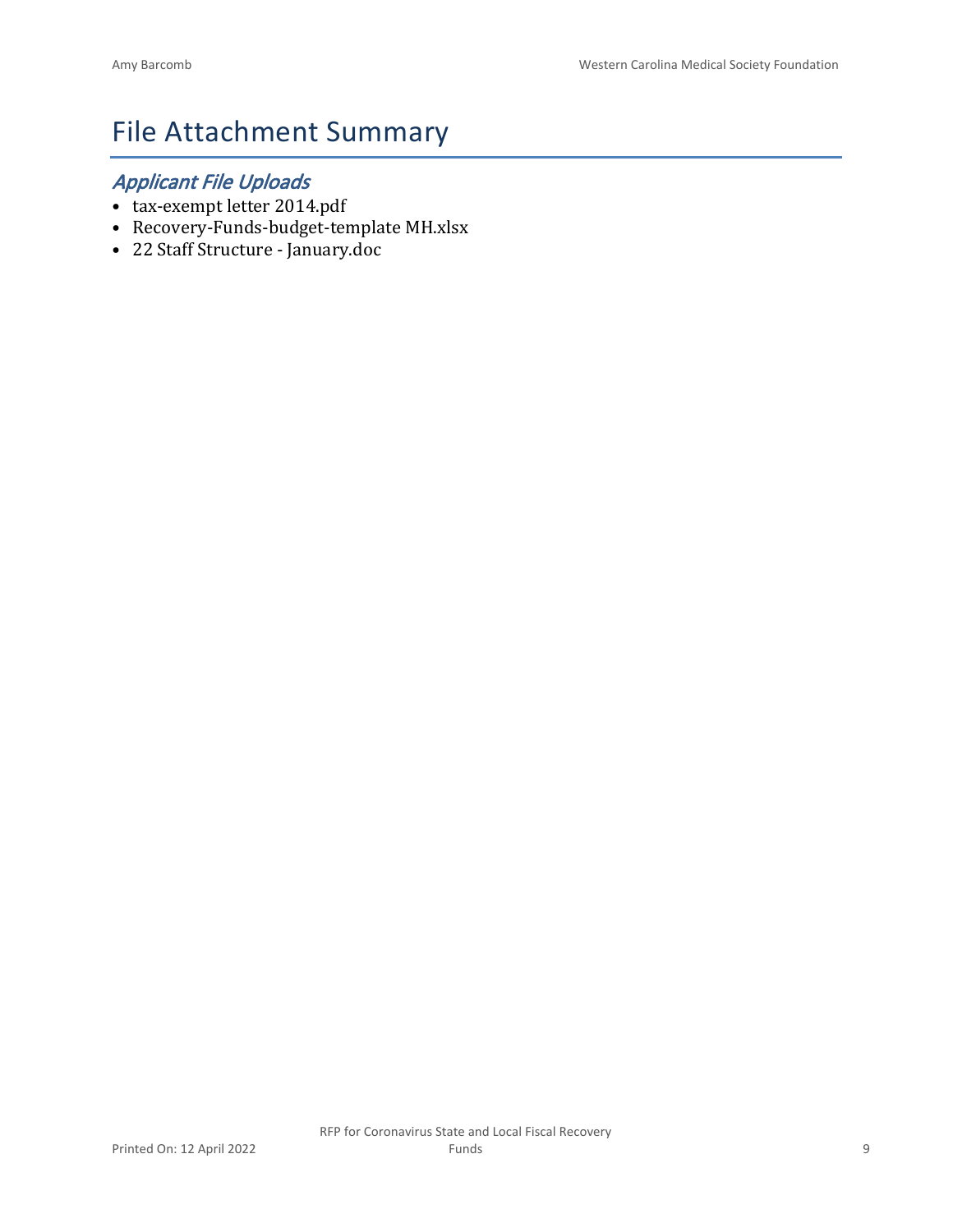# File Attachment Summary

## *Applicant File Uploads*

- tax-exempt letter 2014.pdf
- Recovery-Funds-budget-template MH.xlsx
- 22 Staff Structure - January.doc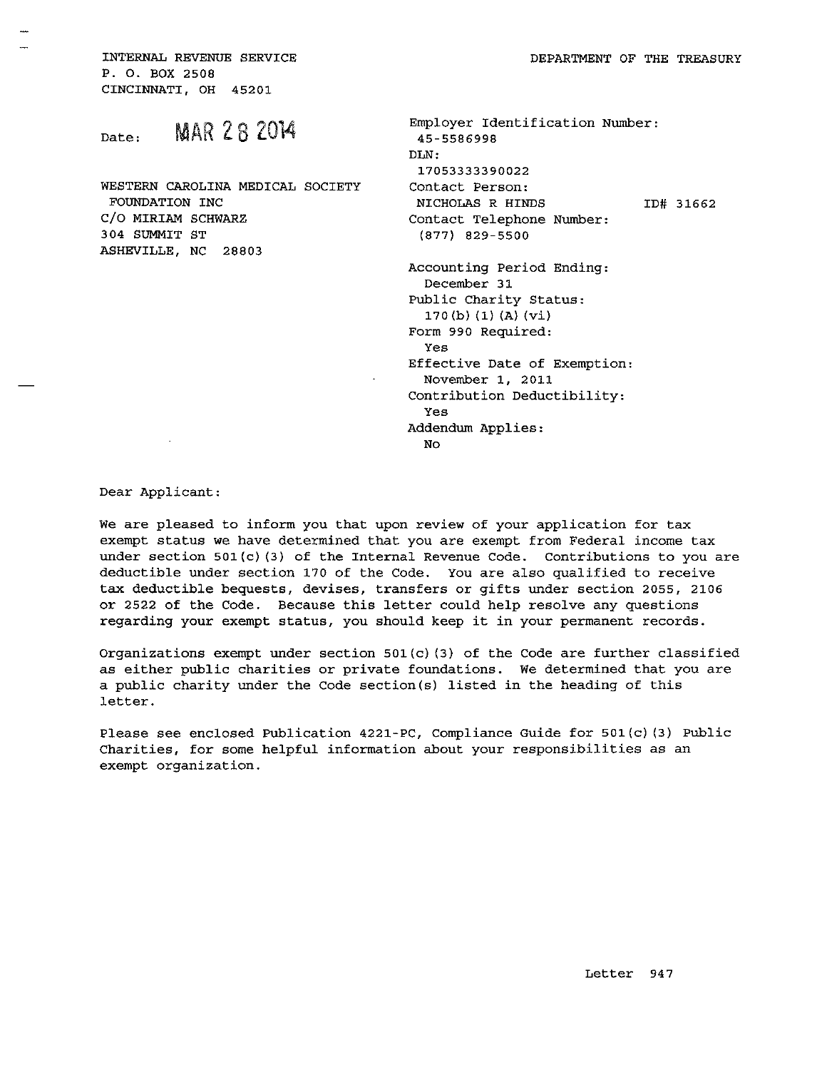INTERNAL REVENUE SERVICE
P. O. BOX 2508
CINCINNATI, OH 45201

DEPARTMENT OF THE TREASURY

Date: MAR 28 2014

WESTERN CAROLINA MEDICAL SOCIETY
FOUNDATION INC
C/O MIRIAM SCHWARZ
304 SUMMIT ST
ASHEVILLE, NC 28803

Employer Identification Number:
45-5586998
DLN:
17053333390022
Contact Person:
NICHOLAS R HINDS ID# 31662
Contact Telephone Number:
(877) 829-5500

Accounting Period Ending:
December 31
Public Charity Status:
170(b)(1)(A)(vi)
Form 990 Required:
Yes
Effective Date of Exemption:
November 1, 2011
Contribution Deductibility:
Yes
Addendum Applies:
No

Dear Applicant:

We are pleased to inform you that upon review of your application for tax exempt status we have determined that you are exempt from Federal income tax under section 501(c)(3) of the Internal Revenue Code. Contributions to you are deductible under section 170 of the Code. You are also qualified to receive tax deductible bequests, devises, transfers or gifts under section 2055, 2106 or 2522 of the Code. Because this letter could help resolve any questions regarding your exempt status, you should keep it in your permanent records.

Organizations exempt under section 501(c)(3) of the Code are further classified as either public charities or private foundations. We determined that you are a public charity under the Code section(s) listed in the heading of this letter.

Please see enclosed Publication 4221-PC, Compliance Guide for 501(c)(3) Public Charities, for some helpful information about your responsibilities as an exempt organization.

Letter 947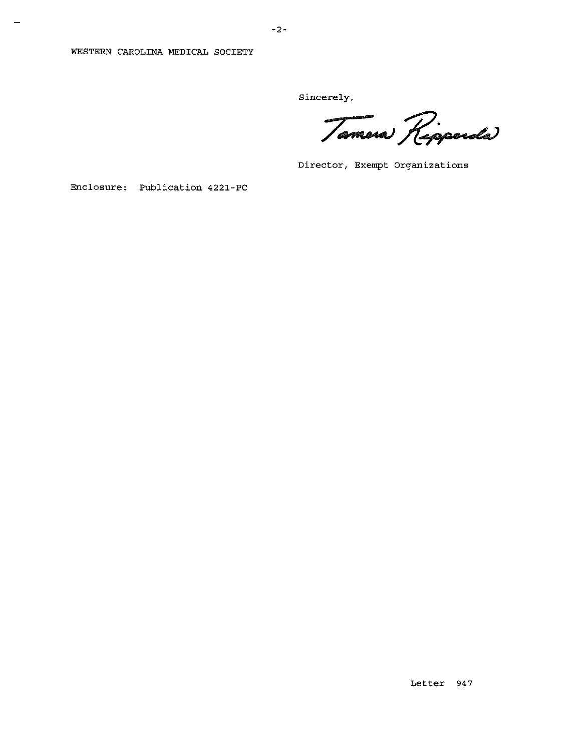WESTERN CAROLINA MEDICAL SOCIETY

Sincerely,

Tamera Ripperda

Director, Exempt Organizations

Enclosure: Publication 4221-PC

Letter 947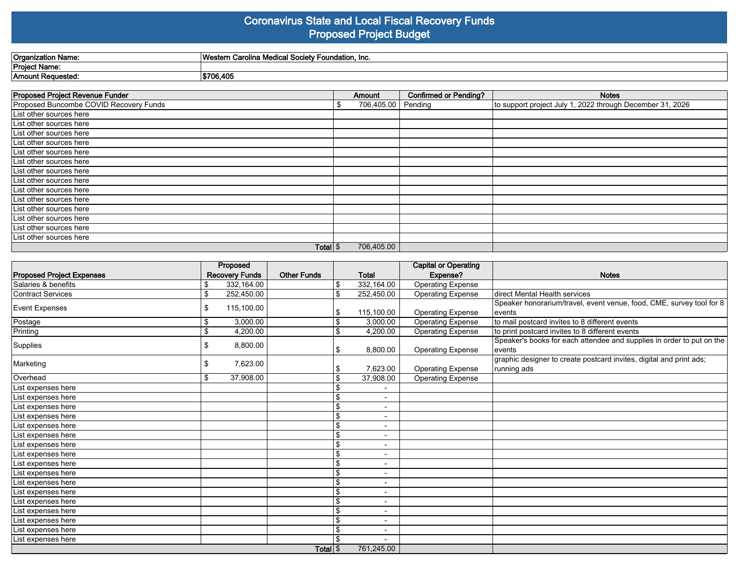# Coronavirus State and Local Fiscal Recovery Funds
## Proposed Project Budget

| | |
|---|---|
| **Organization Name:** | **Western Carolina Medical Society Foundation, Inc.** |
| **Project Name:** | |
| **Amount Requested:** | **$706,405** |

| Proposed Project Revenue Funder | Amount | Confirmed or Pending? | Notes |
|---|---|---|---|
| Proposed Buncombe COVID Recovery Funds | $ 706,405.00 | Pending | to support project July 1, 2022 through December 31, 2026 |
| List other sources here | | | |
| List other sources here | | | |
| List other sources here | | | |
| List other sources here | | | |
| List other sources here | | | |
| List other sources here | | | |
| List other sources here | | | |
| List other sources here | | | |
| List other sources here | | | |
| List other sources here | | | |
| List other sources here | | | |
| List other sources here | | | |
| List other sources here | | | |
| List other sources here | | | |
| **Total** | $ 706,405.00 | | |

| Proposed Project Expenses | Proposed Recovery Funds | Other Funds | Total | Capital or Operating Expense? | Notes |
|---|---|---|---|---|---|
| Salaries & benefits | $ 332,164.00 | | $ 332,164.00 | Operating Expense | |
| Contract Services | $ 252,450.00 | | $ 252,450.00 | Operating Expense | direct Mental Health services |
| Event Expenses | $ 115,100.00 | | $ 115,100.00 | Operating Expense | Speaker honorarium/travel, event venue, food, CME, survey tool for 8 events |
| Postage | $ 3,000.00 | | $ 3,000.00 | Operating Expense | to mail postcard invites to 8 different events |
| Printing | $ 4,200.00 | | $ 4,200.00 | Operating Expense | to print postcard invites to 8 different events |
| Supplies | $ 8,800.00 | | $ 8,800.00 | Operating Expense | Speaker's books for each attendee and supplies in order to put on the events |
| Marketing | $ 7,623.00 | | $ 7,623.00 | Operating Expense | graphic designer to create postcard invites, digital and print ads; running ads |
| Overhead | $ 37,908.00 | | $ 37,908.00 | Operating Expense | |
| List expenses here | | | $ - | | |
| List expenses here | | | $ - | | |
| List expenses here | | | $ - | | |
| List expenses here | | | $ - | | |
| List expenses here | | | $ - | | |
| List expenses here | | | $ - | | |
| List expenses here | | | $ - | | |
| List expenses here | | | $ - | | |
| List expenses here | | | $ - | | |
| List expenses here | | | $ - | | |
| List expenses here | | | $ - | | |
| List expenses here | | | $ - | | |
| List expenses here | | | $ - | | |
| List expenses here | | | $ - | | |
| List expenses here | | | $ - | | |
| List expenses here | | | $ - | | |
| List expenses here | | | $ - | | |
| **Total** | | | $ 761,245.00 | | |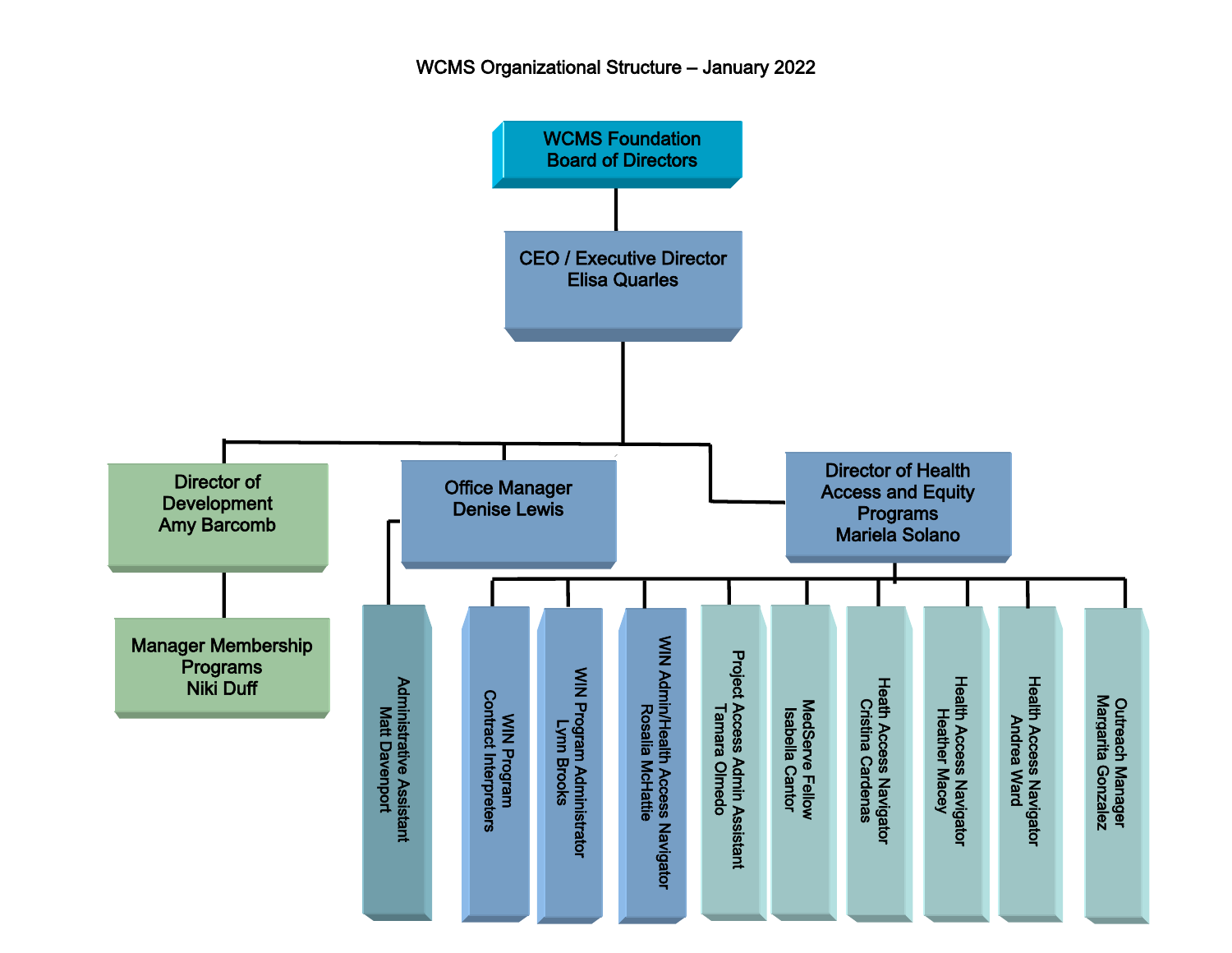WCMS Organizational Structure – January 2022

WCMS Foundation
Board of Directors

CEO / Executive Director
Elisa Quarles

Director of
Development
Amy Barcomb

Manager Membership
Programs
Niki Duff

Office Manager
Denise Lewis

Administrative Assistant
Matt Davenport

Director of Health
Access and Equity
Programs
Mariela Solano

WIN Program
Contract Interpreters

WIN Program Administrator
Lynn Brooks

WIN Admin/Health Access Navigator
Rosalia McHattie

Project Access Admin Assistant
Tamara Olmedo

MedServe Fellow
Isabella Cantor

Health Access Navigator
Cristina Cardenas

Health Access Navigator
Heather Macey

Health Access Navigator
Andrea Ward

Outreach Manager
Margarita Gonzalez